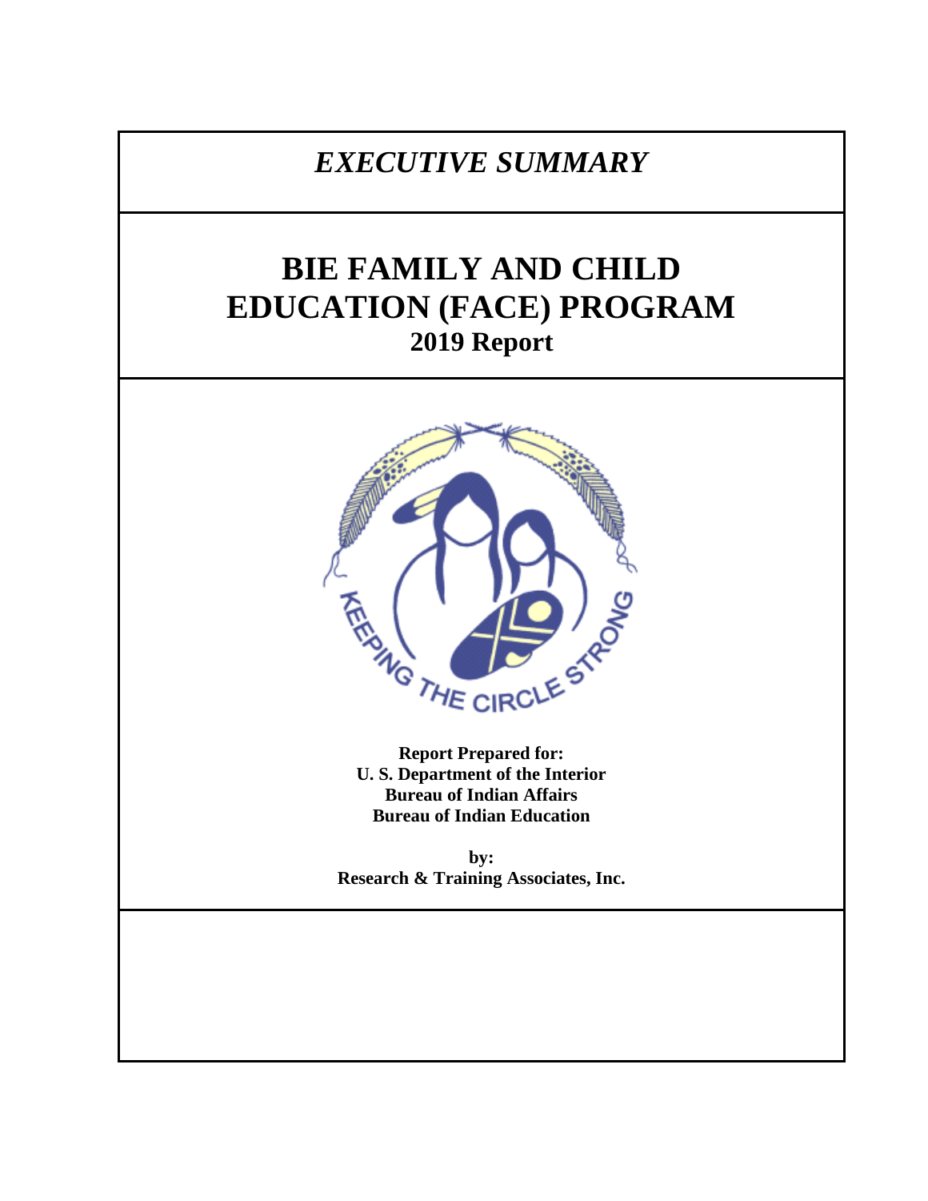*EXECUTIVE SUMMARY*

# BIE FAMILY AND CHILD EDUCATION (FACE) PROGRAM

## 2019 Report

KEEPING THE CIRCLE STRONG

**Report Prepared for:**
**U. S. Department of the Interior**
**Bureau of Indian Affairs**
**Bureau of Indian Education**

**by:**
**Research & Training Associates, Inc.**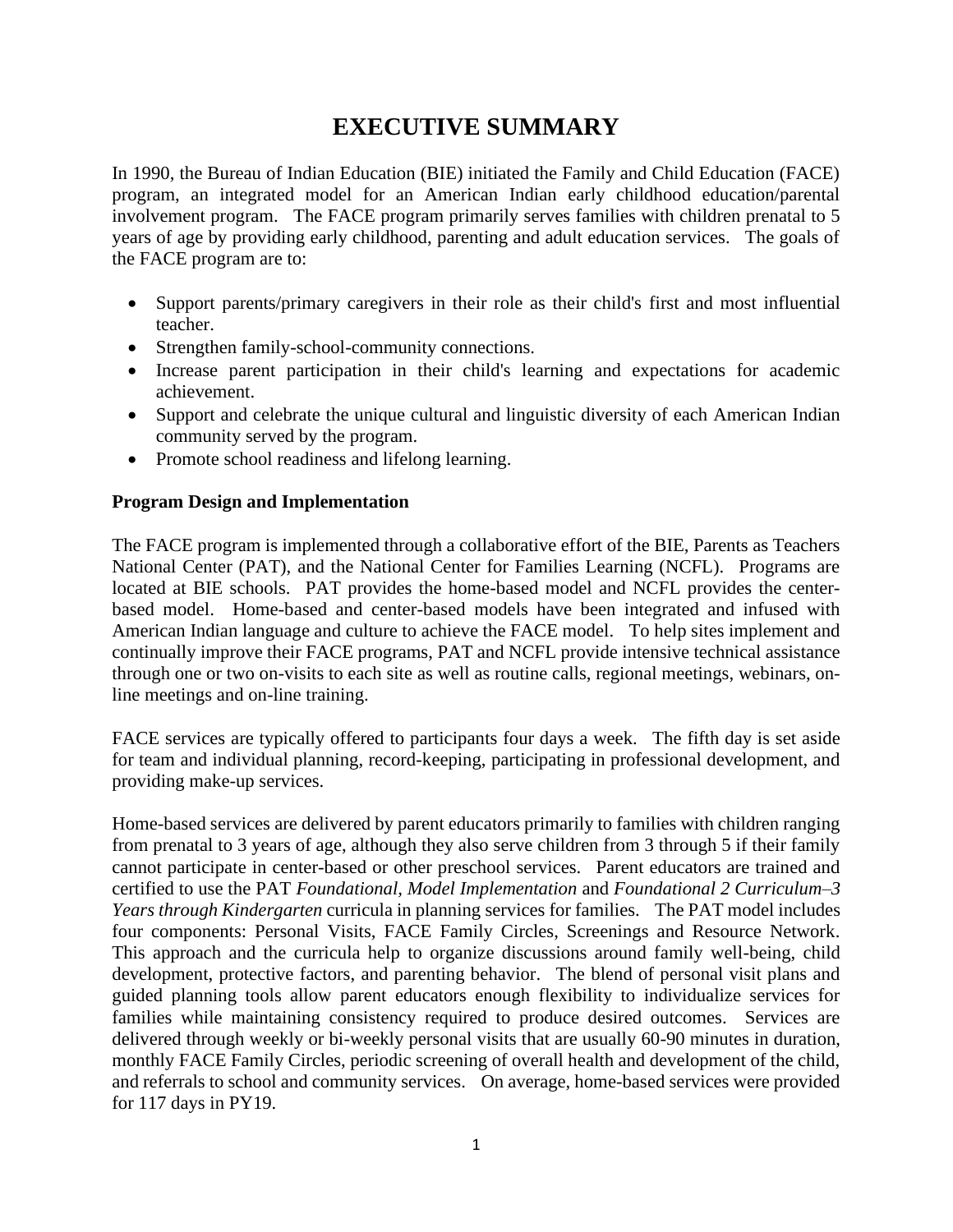# EXECUTIVE SUMMARY

In 1990, the Bureau of Indian Education (BIE) initiated the Family and Child Education (FACE) program, an integrated model for an American Indian early childhood education/parental involvement program. The FACE program primarily serves families with children prenatal to 5 years of age by providing early childhood, parenting and adult education services. The goals of the FACE program are to:

- Support parents/primary caregivers in their role as their child's first and most influential teacher.
- Strengthen family-school-community connections.
- Increase parent participation in their child's learning and expectations for academic achievement.
- Support and celebrate the unique cultural and linguistic diversity of each American Indian community served by the program.
- Promote school readiness and lifelong learning.

**Program Design and Implementation**

The FACE program is implemented through a collaborative effort of the BIE, Parents as Teachers National Center (PAT), and the National Center for Families Learning (NCFL). Programs are located at BIE schools. PAT provides the home-based model and NCFL provides the center-based model. Home-based and center-based models have been integrated and infused with American Indian language and culture to achieve the FACE model. To help sites implement and continually improve their FACE programs, PAT and NCFL provide intensive technical assistance through one or two on-visits to each site as well as routine calls, regional meetings, webinars, on-line meetings and on-line training.

FACE services are typically offered to participants four days a week. The fifth day is set aside for team and individual planning, record-keeping, participating in professional development, and providing make-up services.

Home-based services are delivered by parent educators primarily to families with children ranging from prenatal to 3 years of age, although they also serve children from 3 through 5 if their family cannot participate in center-based or other preschool services. Parent educators are trained and certified to use the PAT *Foundational, Model Implementation* and *Foundational 2 Curriculum–3 Years through Kindergarten* curricula in planning services for families. The PAT model includes four components: Personal Visits, FACE Family Circles, Screenings and Resource Network. This approach and the curricula help to organize discussions around family well-being, child development, protective factors, and parenting behavior. The blend of personal visit plans and guided planning tools allow parent educators enough flexibility to individualize services for families while maintaining consistency required to produce desired outcomes. Services are delivered through weekly or bi-weekly personal visits that are usually 60-90 minutes in duration, monthly FACE Family Circles, periodic screening of overall health and development of the child, and referrals to school and community services. On average, home-based services were provided for 117 days in PY19.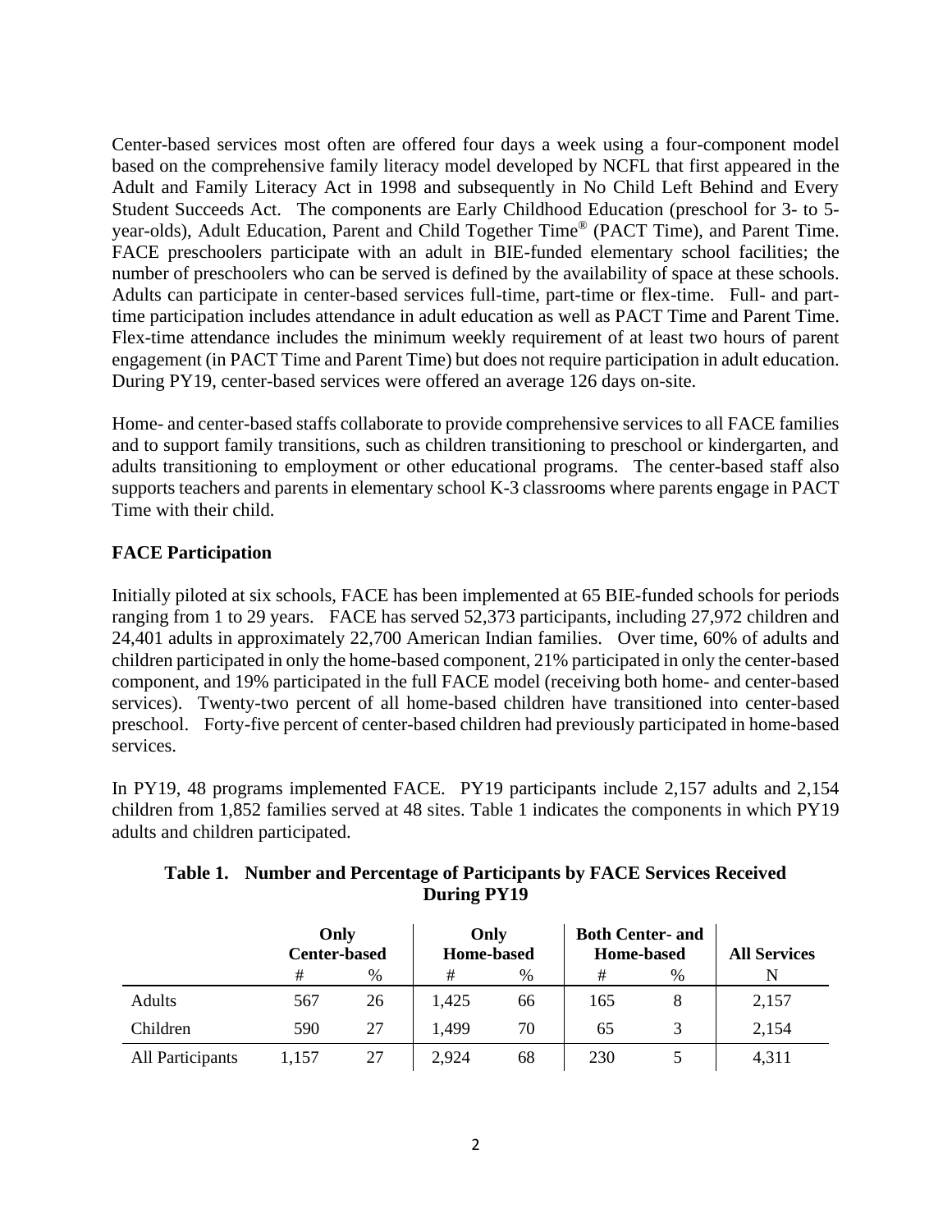Center-based services most often are offered four days a week using a four-component model based on the comprehensive family literacy model developed by NCFL that first appeared in the Adult and Family Literacy Act in 1998 and subsequently in No Child Left Behind and Every Student Succeeds Act. The components are Early Childhood Education (preschool for 3- to 5-year-olds), Adult Education, Parent and Child Together Time® (PACT Time), and Parent Time. FACE preschoolers participate with an adult in BIE-funded elementary school facilities; the number of preschoolers who can be served is defined by the availability of space at these schools. Adults can participate in center-based services full-time, part-time or flex-time. Full- and part-time participation includes attendance in adult education as well as PACT Time and Parent Time. Flex-time attendance includes the minimum weekly requirement of at least two hours of parent engagement (in PACT Time and Parent Time) but does not require participation in adult education. During PY19, center-based services were offered an average 126 days on-site.

Home- and center-based staffs collaborate to provide comprehensive services to all FACE families and to support family transitions, such as children transitioning to preschool or kindergarten, and adults transitioning to employment or other educational programs. The center-based staff also supports teachers and parents in elementary school K-3 classrooms where parents engage in PACT Time with their child.

## FACE Participation

Initially piloted at six schools, FACE has been implemented at 65 BIE-funded schools for periods ranging from 1 to 29 years. FACE has served 52,373 participants, including 27,972 children and 24,401 adults in approximately 22,700 American Indian families. Over time, 60% of adults and children participated in only the home-based component, 21% participated in only the center-based component, and 19% participated in the full FACE model (receiving both home- and center-based services). Twenty-two percent of all home-based children have transitioned into center-based preschool. Forty-five percent of center-based children had previously participated in home-based services.

In PY19, 48 programs implemented FACE. PY19 participants include 2,157 adults and 2,154 children from 1,852 families served at 48 sites. Table 1 indicates the components in which PY19 adults and children participated.

**Table 1. Number and Percentage of Participants by FACE Services Received During PY19**

| | Only Center-based | | Only Home-based | | Both Center- and Home-based | | All Services |
|---|---|---|---|---|---|---|---|
| | # | % | # | % | # | % | N |
| Adults | 567 | 26 | 1,425 | 66 | 165 | 8 | 2,157 |
| Children | 590 | 27 | 1,499 | 70 | 65 | 3 | 2,154 |
| All Participants | 1,157 | 27 | 2,924 | 68 | 230 | 5 | 4,311 |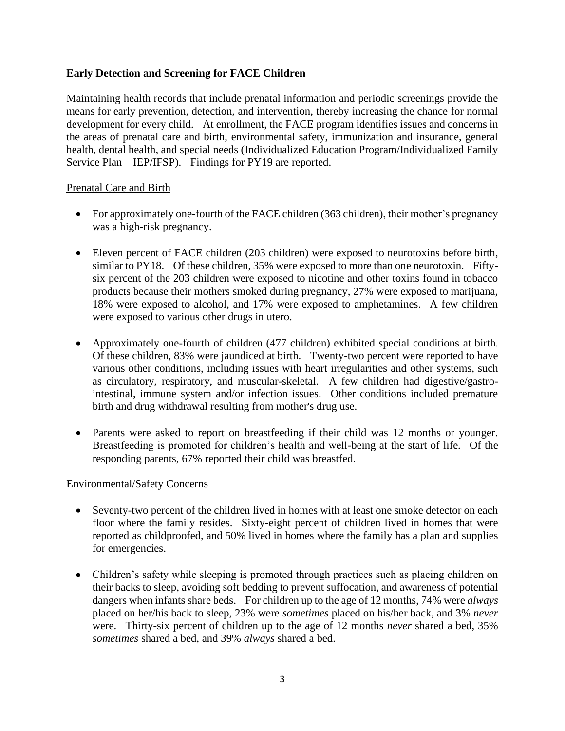## Early Detection and Screening for FACE Children

Maintaining health records that include prenatal information and periodic screenings provide the means for early prevention, detection, and intervention, thereby increasing the chance for normal development for every child. At enrollment, the FACE program identifies issues and concerns in the areas of prenatal care and birth, environmental safety, immunization and insurance, general health, dental health, and special needs (Individualized Education Program/Individualized Family Service Plan—IEP/IFSP). Findings for PY19 are reported.

### Prenatal Care and Birth

- For approximately one-fourth of the FACE children (363 children), their mother's pregnancy was a high-risk pregnancy.
- Eleven percent of FACE children (203 children) were exposed to neurotoxins before birth, similar to PY18. Of these children, 35% were exposed to more than one neurotoxin. Fifty-six percent of the 203 children were exposed to nicotine and other toxins found in tobacco products because their mothers smoked during pregnancy, 27% were exposed to marijuana, 18% were exposed to alcohol, and 17% were exposed to amphetamines. A few children were exposed to various other drugs in utero.
- Approximately one-fourth of children (477 children) exhibited special conditions at birth. Of these children, 83% were jaundiced at birth. Twenty-two percent were reported to have various other conditions, including issues with heart irregularities and other systems, such as circulatory, respiratory, and muscular-skeletal. A few children had digestive/gastro-intestinal, immune system and/or infection issues. Other conditions included premature birth and drug withdrawal resulting from mother's drug use.
- Parents were asked to report on breastfeeding if their child was 12 months or younger. Breastfeeding is promoted for children's health and well-being at the start of life. Of the responding parents, 67% reported their child was breastfed.

### Environmental/Safety Concerns

- Seventy-two percent of the children lived in homes with at least one smoke detector on each floor where the family resides. Sixty-eight percent of children lived in homes that were reported as childproofed, and 50% lived in homes where the family has a plan and supplies for emergencies.
- Children's safety while sleeping is promoted through practices such as placing children on their backs to sleep, avoiding soft bedding to prevent suffocation, and awareness of potential dangers when infants share beds. For children up to the age of 12 months, 74% were *always* placed on her/his back to sleep, 23% were *sometimes* placed on his/her back, and 3% *never* were. Thirty-six percent of children up to the age of 12 months *never* shared a bed, 35% *sometimes* shared a bed, and 39% *always* shared a bed.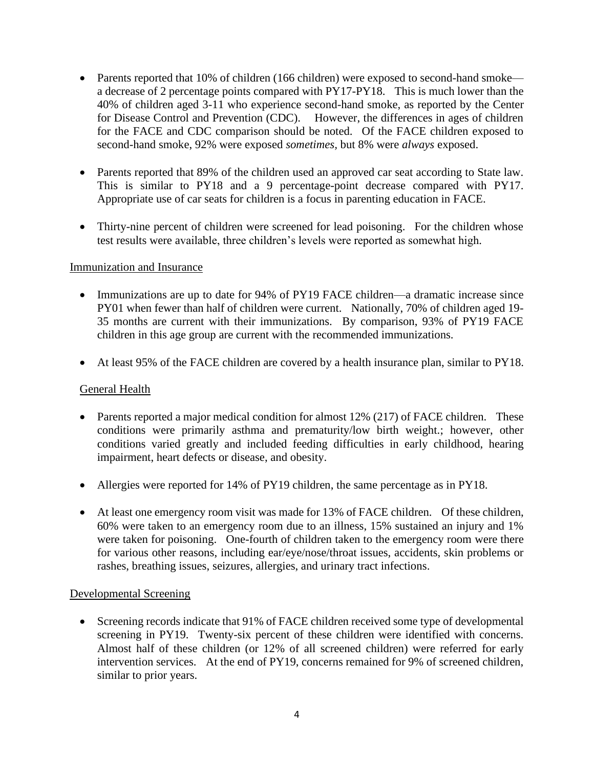- Parents reported that 10% of children (166 children) were exposed to second-hand smoke—a decrease of 2 percentage points compared with PY17-PY18. This is much lower than the 40% of children aged 3-11 who experience second-hand smoke, as reported by the Center for Disease Control and Prevention (CDC). However, the differences in ages of children for the FACE and CDC comparison should be noted. Of the FACE children exposed to second-hand smoke, 92% were exposed *sometimes,* but 8% were *always* exposed.

- Parents reported that 89% of the children used an approved car seat according to State law. This is similar to PY18 and a 9 percentage-point decrease compared with PY17. Appropriate use of car seats for children is a focus in parenting education in FACE.

- Thirty-nine percent of children were screened for lead poisoning. For the children whose test results were available, three children's levels were reported as somewhat high.

Immunization and Insurance

- Immunizations are up to date for 94% of PY19 FACE children—a dramatic increase since PY01 when fewer than half of children were current. Nationally, 70% of children aged 19-35 months are current with their immunizations. By comparison, 93% of PY19 FACE children in this age group are current with the recommended immunizations.

- At least 95% of the FACE children are covered by a health insurance plan, similar to PY18.

General Health

- Parents reported a major medical condition for almost 12% (217) of FACE children. These conditions were primarily asthma and prematurity/low birth weight.; however, other conditions varied greatly and included feeding difficulties in early childhood, hearing impairment, heart defects or disease, and obesity.

- Allergies were reported for 14% of PY19 children, the same percentage as in PY18.

- At least one emergency room visit was made for 13% of FACE children. Of these children, 60% were taken to an emergency room due to an illness, 15% sustained an injury and 1% were taken for poisoning. One-fourth of children taken to the emergency room were there for various other reasons, including ear/eye/nose/throat issues, accidents, skin problems or rashes, breathing issues, seizures, allergies, and urinary tract infections.

Developmental Screening

- Screening records indicate that 91% of FACE children received some type of developmental screening in PY19. Twenty-six percent of these children were identified with concerns. Almost half of these children (or 12% of all screened children) were referred for early intervention services. At the end of PY19, concerns remained for 9% of screened children, similar to prior years.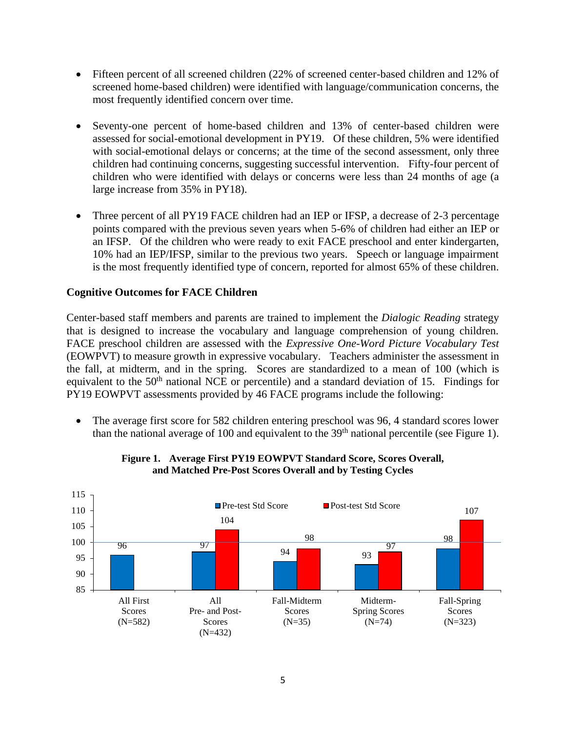- Fifteen percent of all screened children (22% of screened center-based children and 12% of screened home-based children) were identified with language/communication concerns, the most frequently identified concern over time.

- Seventy-one percent of home-based children and 13% of center-based children were assessed for social-emotional development in PY19. Of these children, 5% were identified with social-emotional delays or concerns; at the time of the second assessment, only three children had continuing concerns, suggesting successful intervention. Fifty-four percent of children who were identified with delays or concerns were less than 24 months of age (a large increase from 35% in PY18).

- Three percent of all PY19 FACE children had an IEP or IFSP, a decrease of 2-3 percentage points compared with the previous seven years when 5-6% of children had either an IEP or an IFSP. Of the children who were ready to exit FACE preschool and enter kindergarten, 10% had an IEP/IFSP, similar to the previous two years. Speech or language impairment is the most frequently identified type of concern, reported for almost 65% of these children.

## Cognitive Outcomes for FACE Children

Center-based staff members and parents are trained to implement the *Dialogic Reading* strategy that is designed to increase the vocabulary and language comprehension of young children. FACE preschool children are assessed with the *Expressive One-Word Picture Vocabulary Test* (EOWPVT) to measure growth in expressive vocabulary. Teachers administer the assessment in the fall, at midterm, and in the spring. Scores are standardized to a mean of 100 (which is equivalent to the 50th national NCE or percentile) and a standard deviation of 15. Findings for PY19 EOWPVT assessments provided by 46 FACE programs include the following:

- The average first score for 582 children entering preschool was 96, 4 standard scores lower than the national average of 100 and equivalent to the 39th national percentile (see Figure 1).

**Figure 1. Average First PY19 EOWPVT Standard Score, Scores Overall, and Matched Pre-Post Scores Overall and by Testing Cycles**

| | Pre-test Std Score | Post-test Std Score |
|---|---|---|
| All First Scores (N=582) | 96 | |
| All Pre- and Post-Scores (N=432) | 97 | 104 |
| Fall-Midterm Scores (N=35) | 94 | 98 |
| Midterm-Spring Scores (N=74) | 93 | 97 |
| Fall-Spring Scores (N=323) | 98 | 107 |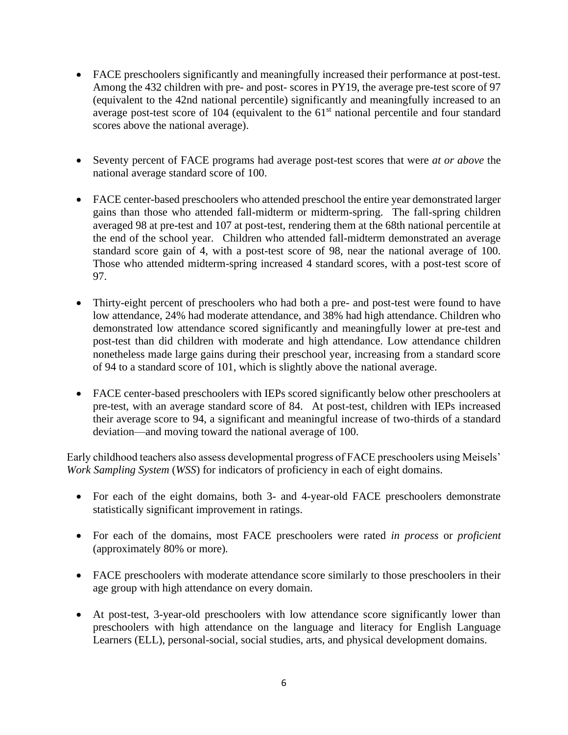- FACE preschoolers significantly and meaningfully increased their performance at post-test. Among the 432 children with pre- and post- scores in PY19, the average pre-test score of 97 (equivalent to the 42nd national percentile) significantly and meaningfully increased to an average post-test score of 104 (equivalent to the 61st national percentile and four standard scores above the national average).

- Seventy percent of FACE programs had average post-test scores that were *at or above* the national average standard score of 100.

- FACE center-based preschoolers who attended preschool the entire year demonstrated larger gains than those who attended fall-midterm or midterm-spring. The fall-spring children averaged 98 at pre-test and 107 at post-test, rendering them at the 68th national percentile at the end of the school year. Children who attended fall-midterm demonstrated an average standard score gain of 4, with a post-test score of 98, near the national average of 100. Those who attended midterm-spring increased 4 standard scores, with a post-test score of 97.

- Thirty-eight percent of preschoolers who had both a pre- and post-test were found to have low attendance, 24% had moderate attendance, and 38% had high attendance. Children who demonstrated low attendance scored significantly and meaningfully lower at pre-test and post-test than did children with moderate and high attendance. Low attendance children nonetheless made large gains during their preschool year, increasing from a standard score of 94 to a standard score of 101, which is slightly above the national average.

- FACE center-based preschoolers with IEPs scored significantly below other preschoolers at pre-test, with an average standard score of 84. At post-test, children with IEPs increased their average score to 94, a significant and meaningful increase of two-thirds of a standard deviation—and moving toward the national average of 100.

Early childhood teachers also assess developmental progress of FACE preschoolers using Meisels' *Work Sampling System* (*WSS*) for indicators of proficiency in each of eight domains.

- For each of the eight domains, both 3- and 4-year-old FACE preschoolers demonstrate statistically significant improvement in ratings.

- For each of the domains, most FACE preschoolers were rated *in process* or *proficient* (approximately 80% or more).

- FACE preschoolers with moderate attendance score similarly to those preschoolers in their age group with high attendance on every domain.

- At post-test, 3-year-old preschoolers with low attendance score significantly lower than preschoolers with high attendance on the language and literacy for English Language Learners (ELL), personal-social, social studies, arts, and physical development domains.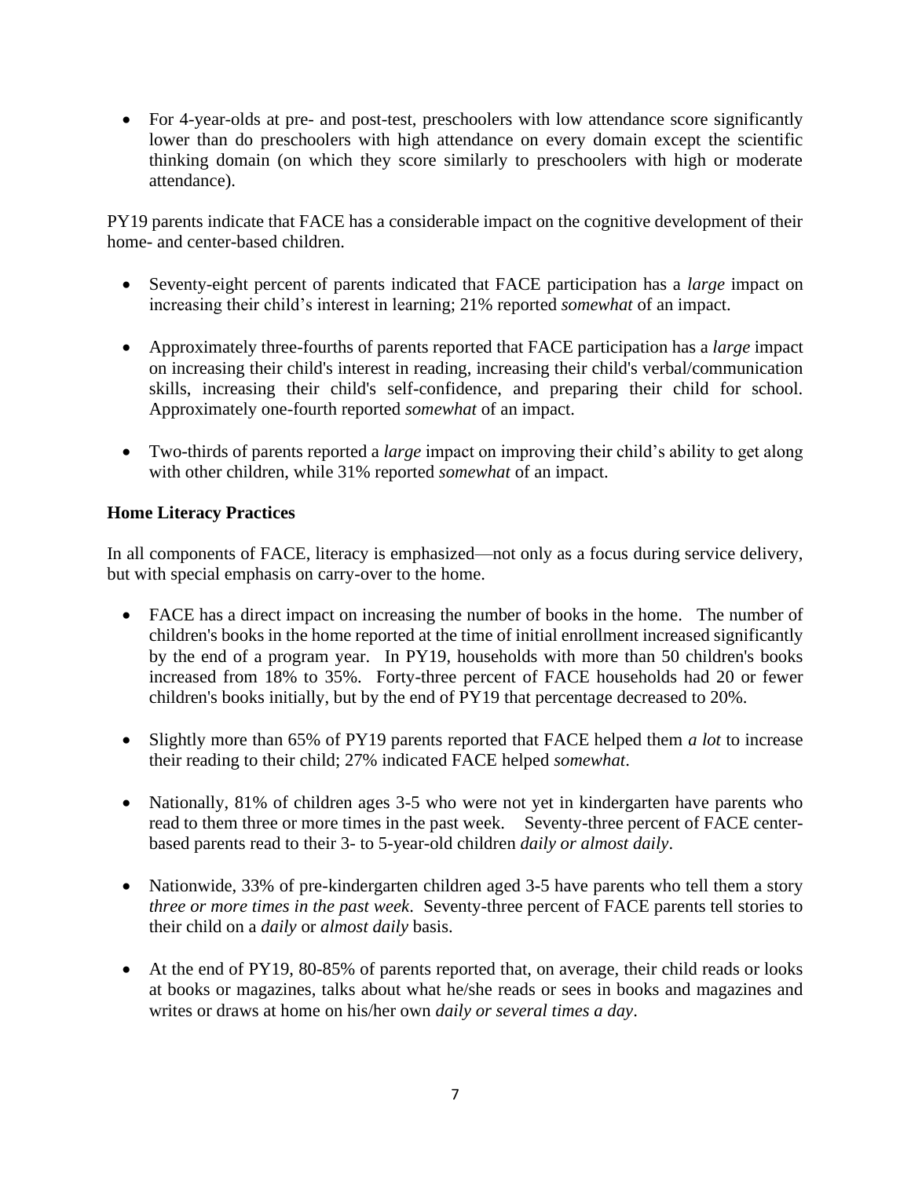- For 4-year-olds at pre- and post-test, preschoolers with low attendance score significantly lower than do preschoolers with high attendance on every domain except the scientific thinking domain (on which they score similarly to preschoolers with high or moderate attendance).

PY19 parents indicate that FACE has a considerable impact on the cognitive development of their home- and center-based children.

- Seventy-eight percent of parents indicated that FACE participation has a *large* impact on increasing their child's interest in learning; 21% reported *somewhat* of an impact.
- Approximately three-fourths of parents reported that FACE participation has a *large* impact on increasing their child's interest in reading, increasing their child's verbal/communication skills, increasing their child's self-confidence, and preparing their child for school. Approximately one-fourth reported *somewhat* of an impact.
- Two-thirds of parents reported a *large* impact on improving their child's ability to get along with other children, while 31% reported *somewhat* of an impact.

**Home Literacy Practices**

In all components of FACE, literacy is emphasized—not only as a focus during service delivery, but with special emphasis on carry-over to the home.

- FACE has a direct impact on increasing the number of books in the home. The number of children's books in the home reported at the time of initial enrollment increased significantly by the end of a program year. In PY19, households with more than 50 children's books increased from 18% to 35%. Forty-three percent of FACE households had 20 or fewer children's books initially, but by the end of PY19 that percentage decreased to 20%.
- Slightly more than 65% of PY19 parents reported that FACE helped them *a lot* to increase their reading to their child; 27% indicated FACE helped *somewhat*.
- Nationally, 81% of children ages 3-5 who were not yet in kindergarten have parents who read to them three or more times in the past week. Seventy-three percent of FACE center-based parents read to their 3- to 5-year-old children *daily or almost daily*.
- Nationwide, 33% of pre-kindergarten children aged 3-5 have parents who tell them a story *three or more times in the past week*. Seventy-three percent of FACE parents tell stories to their child on a *daily* or *almost daily* basis.
- At the end of PY19, 80-85% of parents reported that, on average, their child reads or looks at books or magazines, talks about what he/she reads or sees in books and magazines and writes or draws at home on his/her own *daily or several times a day*.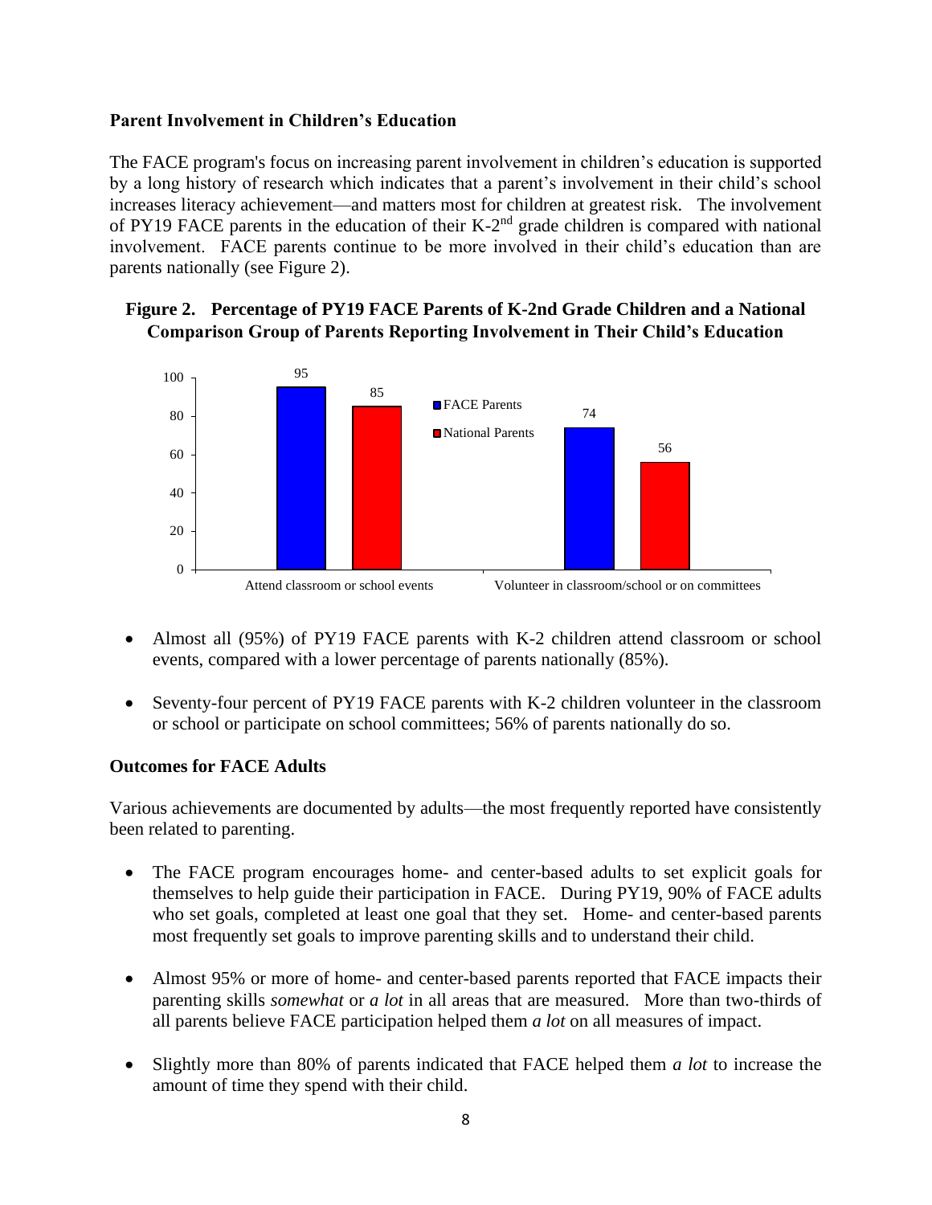### Parent Involvement in Children's Education

The FACE program's focus on increasing parent involvement in children's education is supported by a long history of research which indicates that a parent's involvement in their child's school increases literacy achievement—and matters most for children at greatest risk. The involvement of PY19 FACE parents in the education of their K-2nd grade children is compared with national involvement. FACE parents continue to be more involved in their child's education than are parents nationally (see Figure 2).

**Figure 2. Percentage of PY19 FACE Parents of K-2nd Grade Children and a National Comparison Group of Parents Reporting Involvement in Their Child's Education**

| | FACE Parents | National Parents |
|---|---|---|
| Attend classroom or school events | 95 | 85 |
| Volunteer in classroom/school or on committees | 74 | 56 |

- Almost all (95%) of PY19 FACE parents with K-2 children attend classroom or school events, compared with a lower percentage of parents nationally (85%).
- Seventy-four percent of PY19 FACE parents with K-2 children volunteer in the classroom or school or participate on school committees; 56% of parents nationally do so.

### Outcomes for FACE Adults

Various achievements are documented by adults—the most frequently reported have consistently been related to parenting.

- The FACE program encourages home- and center-based adults to set explicit goals for themselves to help guide their participation in FACE. During PY19, 90% of FACE adults who set goals, completed at least one goal that they set. Home- and center-based parents most frequently set goals to improve parenting skills and to understand their child.
- Almost 95% or more of home- and center-based parents reported that FACE impacts their parenting skills *somewhat* or *a lot* in all areas that are measured. More than two-thirds of all parents believe FACE participation helped them *a lot* on all measures of impact.
- Slightly more than 80% of parents indicated that FACE helped them *a lot* to increase the amount of time they spend with their child.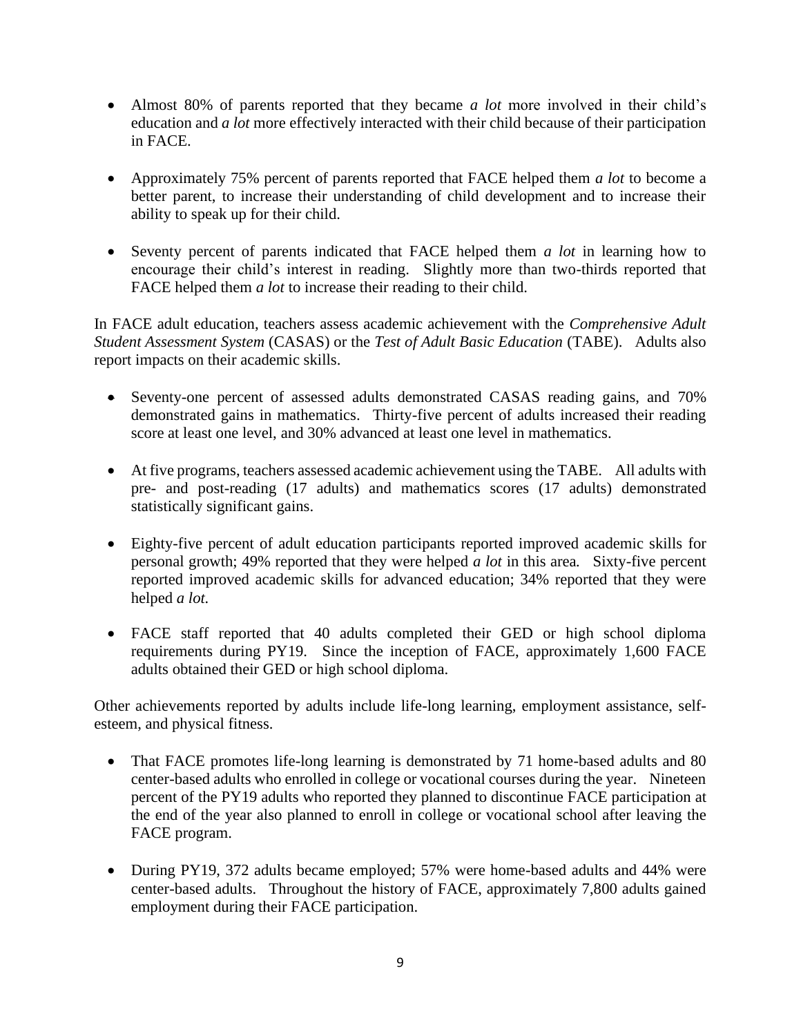- Almost 80% of parents reported that they became *a lot* more involved in their child's education and *a lot* more effectively interacted with their child because of their participation in FACE.

- Approximately 75% percent of parents reported that FACE helped them *a lot* to become a better parent, to increase their understanding of child development and to increase their ability to speak up for their child.

- Seventy percent of parents indicated that FACE helped them *a lot* in learning how to encourage their child's interest in reading. Slightly more than two-thirds reported that FACE helped them *a lot* to increase their reading to their child.

In FACE adult education, teachers assess academic achievement with the *Comprehensive Adult Student Assessment System* (CASAS) or the *Test of Adult Basic Education* (TABE). Adults also report impacts on their academic skills.

- Seventy-one percent of assessed adults demonstrated CASAS reading gains, and 70% demonstrated gains in mathematics. Thirty-five percent of adults increased their reading score at least one level, and 30% advanced at least one level in mathematics.

- At five programs, teachers assessed academic achievement using the TABE. All adults with pre- and post-reading (17 adults) and mathematics scores (17 adults) demonstrated statistically significant gains.

- Eighty-five percent of adult education participants reported improved academic skills for personal growth; 49% reported that they were helped *a lot* in this area. Sixty-five percent reported improved academic skills for advanced education; 34% reported that they were helped *a lot.*

- FACE staff reported that 40 adults completed their GED or high school diploma requirements during PY19. Since the inception of FACE, approximately 1,600 FACE adults obtained their GED or high school diploma.

Other achievements reported by adults include life-long learning, employment assistance, self-esteem, and physical fitness.

- That FACE promotes life-long learning is demonstrated by 71 home-based adults and 80 center-based adults who enrolled in college or vocational courses during the year. Nineteen percent of the PY19 adults who reported they planned to discontinue FACE participation at the end of the year also planned to enroll in college or vocational school after leaving the FACE program.

- During PY19, 372 adults became employed; 57% were home-based adults and 44% were center-based adults. Throughout the history of FACE, approximately 7,800 adults gained employment during their FACE participation.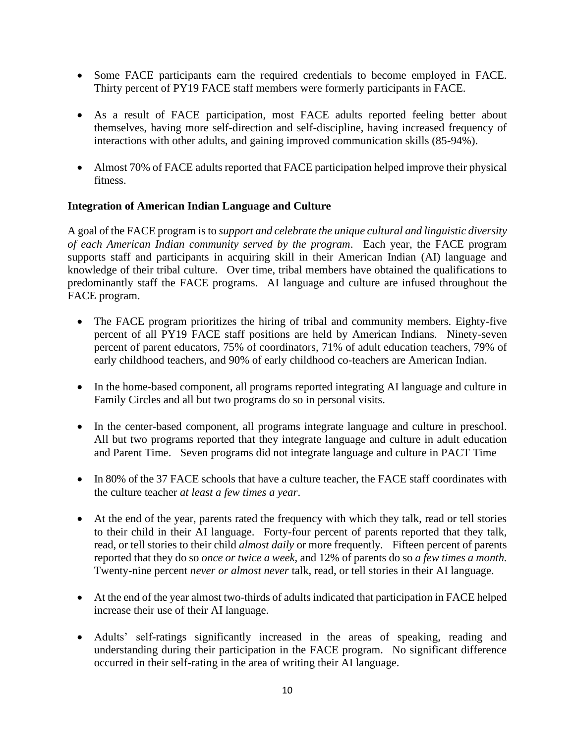- Some FACE participants earn the required credentials to become employed in FACE. Thirty percent of PY19 FACE staff members were formerly participants in FACE.

- As a result of FACE participation, most FACE adults reported feeling better about themselves, having more self-direction and self-discipline, having increased frequency of interactions with other adults, and gaining improved communication skills (85-94%).

- Almost 70% of FACE adults reported that FACE participation helped improve their physical fitness.

**Integration of American Indian Language and Culture**

A goal of the FACE program is to *support and celebrate the unique cultural and linguistic diversity of each American Indian community served by the program*. Each year, the FACE program supports staff and participants in acquiring skill in their American Indian (AI) language and knowledge of their tribal culture. Over time, tribal members have obtained the qualifications to predominantly staff the FACE programs. AI language and culture are infused throughout the FACE program.

- The FACE program prioritizes the hiring of tribal and community members. Eighty-five percent of all PY19 FACE staff positions are held by American Indians. Ninety-seven percent of parent educators, 75% of coordinators, 71% of adult education teachers, 79% of early childhood teachers, and 90% of early childhood co-teachers are American Indian.

- In the home-based component, all programs reported integrating AI language and culture in Family Circles and all but two programs do so in personal visits.

- In the center-based component, all programs integrate language and culture in preschool. All but two programs reported that they integrate language and culture in adult education and Parent Time. Seven programs did not integrate language and culture in PACT Time

- In 80% of the 37 FACE schools that have a culture teacher, the FACE staff coordinates with the culture teacher *at least a few times a year*.

- At the end of the year, parents rated the frequency with which they talk, read or tell stories to their child in their AI language. Forty-four percent of parents reported that they talk, read, or tell stories to their child *almost daily* or more frequently. Fifteen percent of parents reported that they do so *once or twice a week*, and 12% of parents do so *a few times a month.* Twenty-nine percent *never or almost never* talk, read, or tell stories in their AI language.

- At the end of the year almost two-thirds of adults indicated that participation in FACE helped increase their use of their AI language.

- Adults' self-ratings significantly increased in the areas of speaking, reading and understanding during their participation in the FACE program. No significant difference occurred in their self-rating in the area of writing their AI language.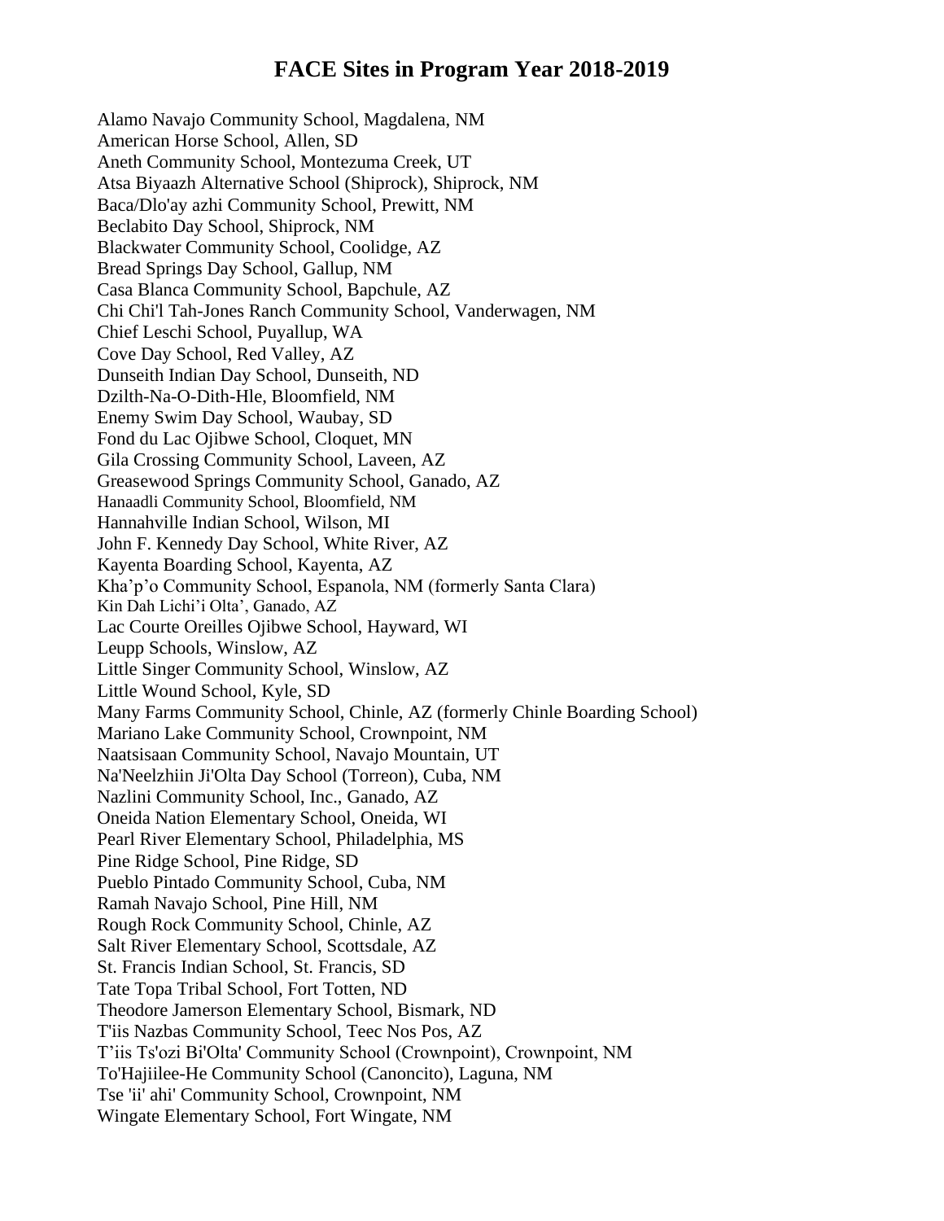# FACE Sites in Program Year 2018-2019

Alamo Navajo Community School, Magdalena, NM
American Horse School, Allen, SD
Aneth Community School, Montezuma Creek, UT
Atsa Biyaazh Alternative School (Shiprock), Shiprock, NM
Baca/Dlo'ay azhi Community School, Prewitt, NM
Beclabito Day School, Shiprock, NM
Blackwater Community School, Coolidge, AZ
Bread Springs Day School, Gallup, NM
Casa Blanca Community School, Bapchule, AZ
Chi Chi'l Tah-Jones Ranch Community School, Vanderwagen, NM
Chief Leschi School, Puyallup, WA
Cove Day School, Red Valley, AZ
Dunseith Indian Day School, Dunseith, ND
Dzilth-Na-O-Dith-Hle, Bloomfield, NM
Enemy Swim Day School, Waubay, SD
Fond du Lac Ojibwe School, Cloquet, MN
Gila Crossing Community School, Laveen, AZ
Greasewood Springs Community School, Ganado, AZ
Hanaadli Community School, Bloomfield, NM
Hannahville Indian School, Wilson, MI
John F. Kennedy Day School, White River, AZ
Kayenta Boarding School, Kayenta, AZ
Kha'p'o Community School, Espanola, NM (formerly Santa Clara)
Kin Dah Lichi'i Olta', Ganado, AZ
Lac Courte Oreilles Ojibwe School, Hayward, WI
Leupp Schools, Winslow, AZ
Little Singer Community School, Winslow, AZ
Little Wound School, Kyle, SD
Many Farms Community School, Chinle, AZ (formerly Chinle Boarding School)
Mariano Lake Community School, Crownpoint, NM
Naatsisaan Community School, Navajo Mountain, UT
Na'Neelzhiin Ji'Olta Day School (Torreon), Cuba, NM
Nazlini Community School, Inc., Ganado, AZ
Oneida Nation Elementary School, Oneida, WI
Pearl River Elementary School, Philadelphia, MS
Pine Ridge School, Pine Ridge, SD
Pueblo Pintado Community School, Cuba, NM
Ramah Navajo School, Pine Hill, NM
Rough Rock Community School, Chinle, AZ
Salt River Elementary School, Scottsdale, AZ
St. Francis Indian School, St. Francis, SD
Tate Topa Tribal School, Fort Totten, ND
Theodore Jamerson Elementary School, Bismark, ND
T'iis Nazbas Community School, Teec Nos Pos, AZ
T'iis Ts'ozi Bi'Olta' Community School (Crownpoint), Crownpoint, NM
To'Hajiilee-He Community School (Canoncito), Laguna, NM
Tse 'ii' ahi' Community School, Crownpoint, NM
Wingate Elementary School, Fort Wingate, NM